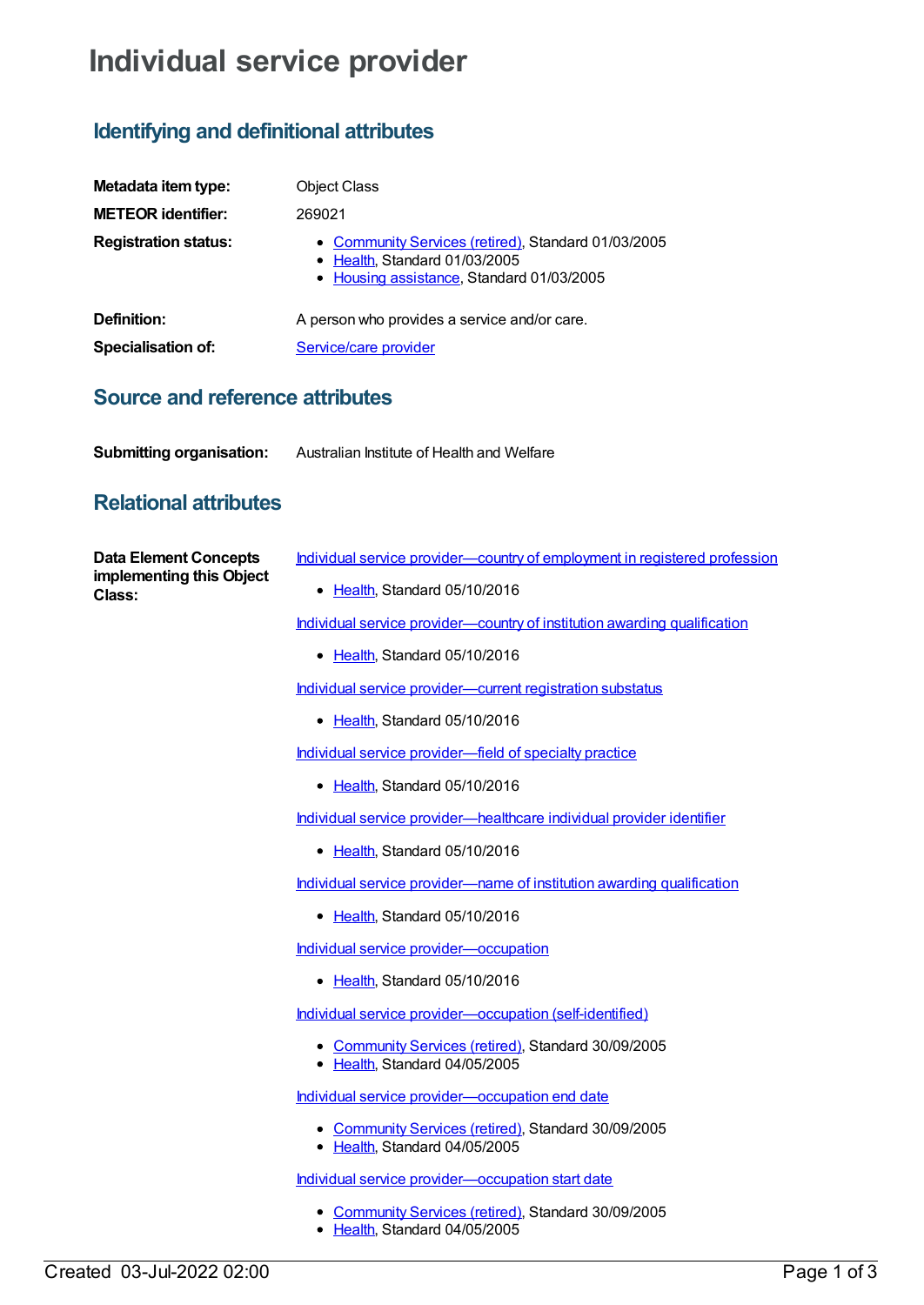# Individual service provider

## Identifying and definitional attributes

**Metadata item type:** Object Class

**METEOR identifier:** 269021

**Registration status:**

- Community Services (retired), Standard 01/03/2005
- Health, Standard 01/03/2005
- Housing assistance, Standard 01/03/2005

**Definition:** A person who provides a service and/or care.

**Specialisation of:** Service/care provider

## Source and reference attributes

**Submitting organisation:** Australian Institute of Health and Welfare

## Relational attributes

**Data Element Concepts implementing this Object Class:**

Individual service provider—country of employment in registered profession

- Health, Standard 05/10/2016

Individual service provider—country of institution awarding qualification

- Health, Standard 05/10/2016

Individual service provider—current registration substatus

- Health, Standard 05/10/2016

Individual service provider—field of specialty practice

- Health, Standard 05/10/2016

Individual service provider—healthcare individual provider identifier

- Health, Standard 05/10/2016

Individual service provider—name of institution awarding qualification

- Health, Standard 05/10/2016

Individual service provider—occupation

- Health, Standard 05/10/2016

Individual service provider—occupation (self-identified)

- Community Services (retired), Standard 30/09/2005
- Health, Standard 04/05/2005

Individual service provider—occupation end date

- Community Services (retired), Standard 30/09/2005
- Health, Standard 04/05/2005

Individual service provider—occupation start date

- Community Services (retired), Standard 30/09/2005
- Health, Standard 04/05/2005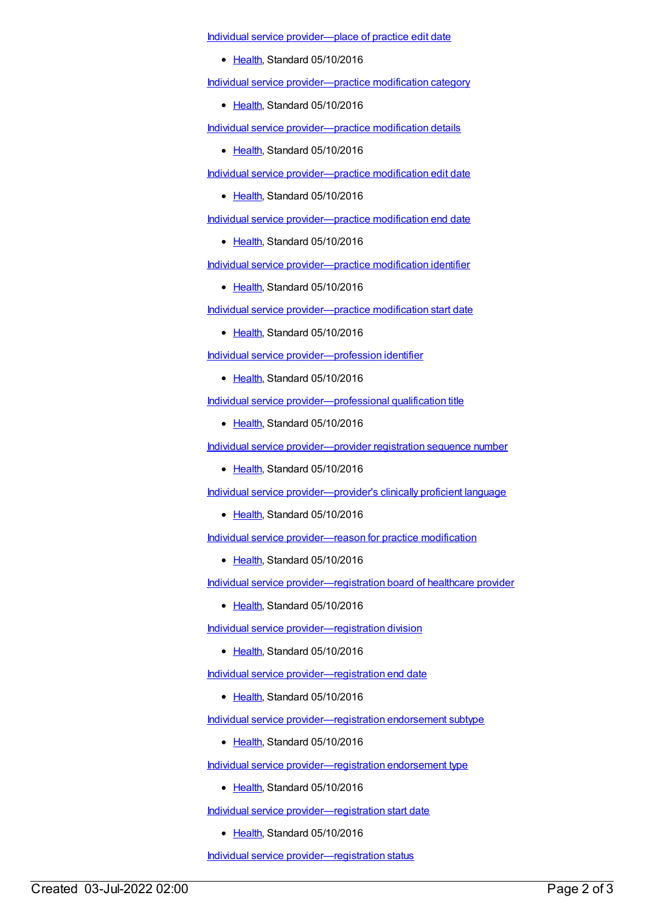Individual service provider—place of practice edit date

- Health, Standard 05/10/2016

Individual service provider—practice modification category

- Health, Standard 05/10/2016

Individual service provider—practice modification details

- Health, Standard 05/10/2016

Individual service provider—practice modification edit date

- Health, Standard 05/10/2016

Individual service provider—practice modification end date

- Health, Standard 05/10/2016

Individual service provider—practice modification identifier

- Health, Standard 05/10/2016

Individual service provider—practice modification start date

- Health, Standard 05/10/2016

Individual service provider—profession identifier

- Health, Standard 05/10/2016

Individual service provider—professional qualification title

- Health, Standard 05/10/2016

Individual service provider—provider registration sequence number

- Health, Standard 05/10/2016

Individual service provider—provider's clinically proficient language

- Health, Standard 05/10/2016

Individual service provider—reason for practice modification

- Health, Standard 05/10/2016

Individual service provider—registration board of healthcare provider

- Health, Standard 05/10/2016

Individual service provider—registration division

- Health, Standard 05/10/2016

Individual service provider—registration end date

- Health, Standard 05/10/2016

Individual service provider—registration endorsement subtype

- Health, Standard 05/10/2016

Individual service provider—registration endorsement type

- Health, Standard 05/10/2016

Individual service provider—registration start date

- Health, Standard 05/10/2016

Individual service provider—registration status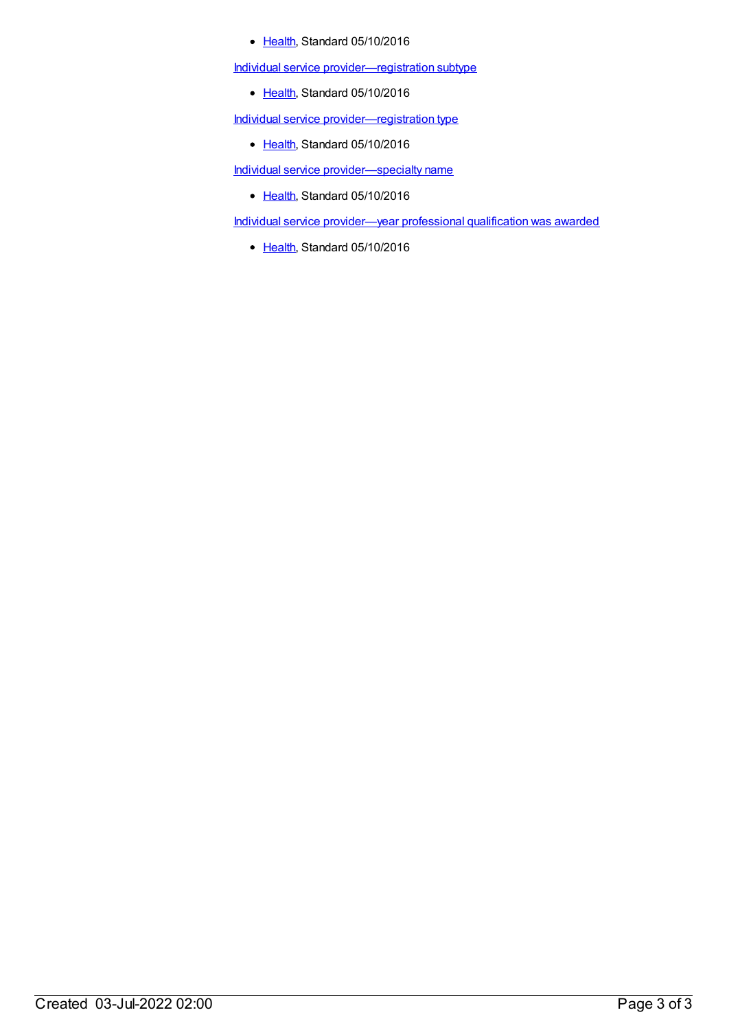- Health, Standard 05/10/2016

Individual service provider—registration subtype

- Health, Standard 05/10/2016

Individual service provider—registration type

- Health, Standard 05/10/2016

Individual service provider—specialty name

- Health, Standard 05/10/2016

Individual service provider—year professional qualification was awarded

- Health, Standard 05/10/2016